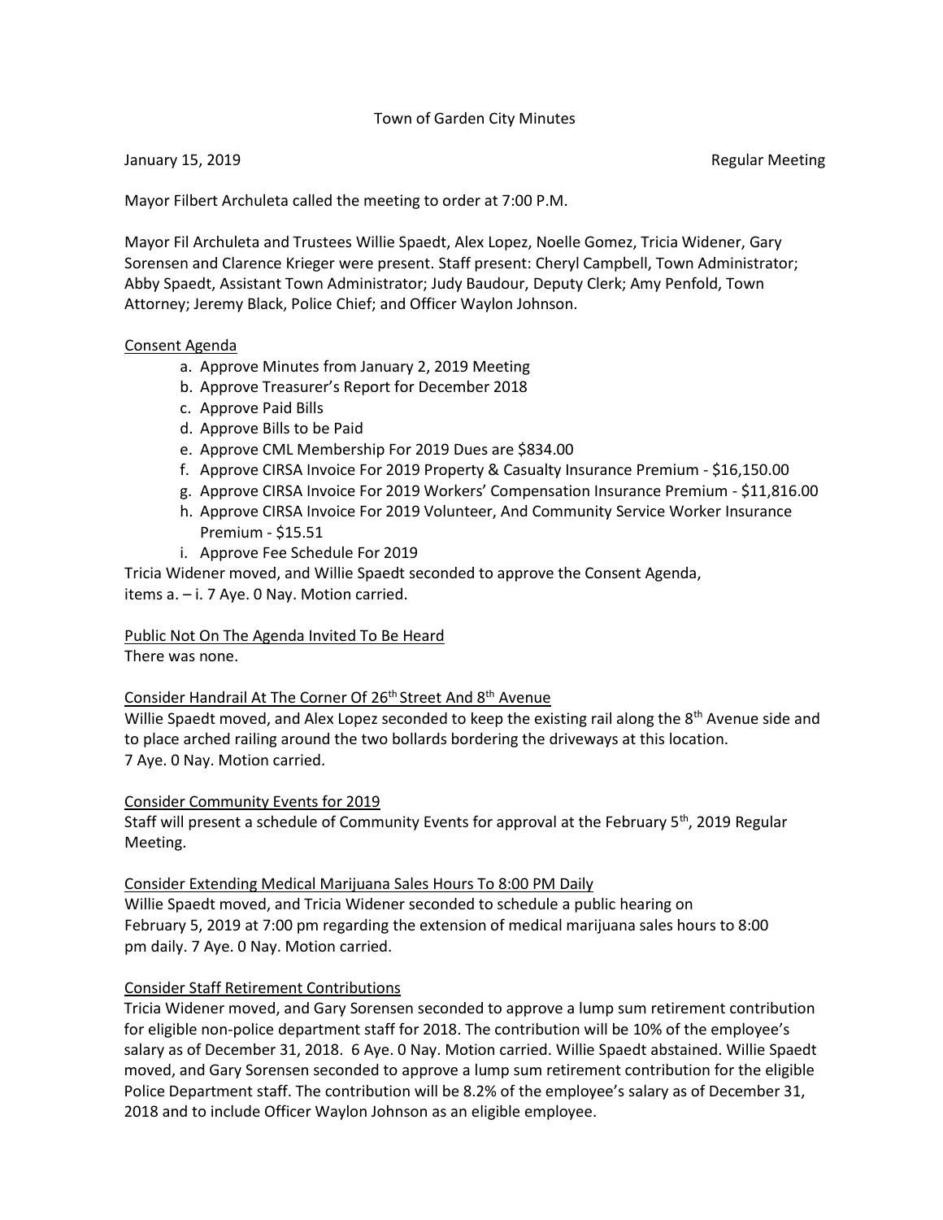# Town of Garden City Minutes

January 15, 2019 Regular Meeting

Mayor Filbert Archuleta called the meeting to order at 7:00 P.M.

Mayor Fil Archuleta and Trustees Willie Spaedt, Alex Lopez, Noelle Gomez, Tricia Widener, Gary Sorensen and Clarence Krieger were present. Staff present: Cheryl Campbell, Town Administrator; Abby Spaedt, Assistant Town Administrator; Judy Baudour, Deputy Clerk; Amy Penfold, Town Attorney; Jeremy Black, Police Chief; and Officer Waylon Johnson.

## Consent Agenda

a. Approve Minutes from January 2, 2019 Meeting
b. Approve Treasurer's Report for December 2018
c. Approve Paid Bills
d. Approve Bills to be Paid
e. Approve CML Membership For 2019 Dues are $834.00
f. Approve CIRSA Invoice For 2019 Property & Casualty Insurance Premium - $16,150.00
g. Approve CIRSA Invoice For 2019 Workers' Compensation Insurance Premium - $11,816.00
h. Approve CIRSA Invoice For 2019 Volunteer, And Community Service Worker Insurance Premium - $15.51
i. Approve Fee Schedule For 2019

Tricia Widener moved, and Willie Spaedt seconded to approve the Consent Agenda, items a. – i. 7 Aye. 0 Nay. Motion carried.

## Public Not On The Agenda Invited To Be Heard

There was none.

## Consider Handrail At The Corner Of 26th Street And 8th Avenue

Willie Spaedt moved, and Alex Lopez seconded to keep the existing rail along the 8th Avenue side and to place arched railing around the two bollards bordering the driveways at this location. 7 Aye. 0 Nay. Motion carried.

## Consider Community Events for 2019

Staff will present a schedule of Community Events for approval at the February 5th, 2019 Regular Meeting.

## Consider Extending Medical Marijuana Sales Hours To 8:00 PM Daily

Willie Spaedt moved, and Tricia Widener seconded to schedule a public hearing on February 5, 2019 at 7:00 pm regarding the extension of medical marijuana sales hours to 8:00 pm daily. 7 Aye. 0 Nay. Motion carried.

## Consider Staff Retirement Contributions

Tricia Widener moved, and Gary Sorensen seconded to approve a lump sum retirement contribution for eligible non-police department staff for 2018. The contribution will be 10% of the employee's salary as of December 31, 2018. 6 Aye. 0 Nay. Motion carried. Willie Spaedt abstained. Willie Spaedt moved, and Gary Sorensen seconded to approve a lump sum retirement contribution for the eligible Police Department staff. The contribution will be 8.2% of the employee's salary as of December 31, 2018 and to include Officer Waylon Johnson as an eligible employee.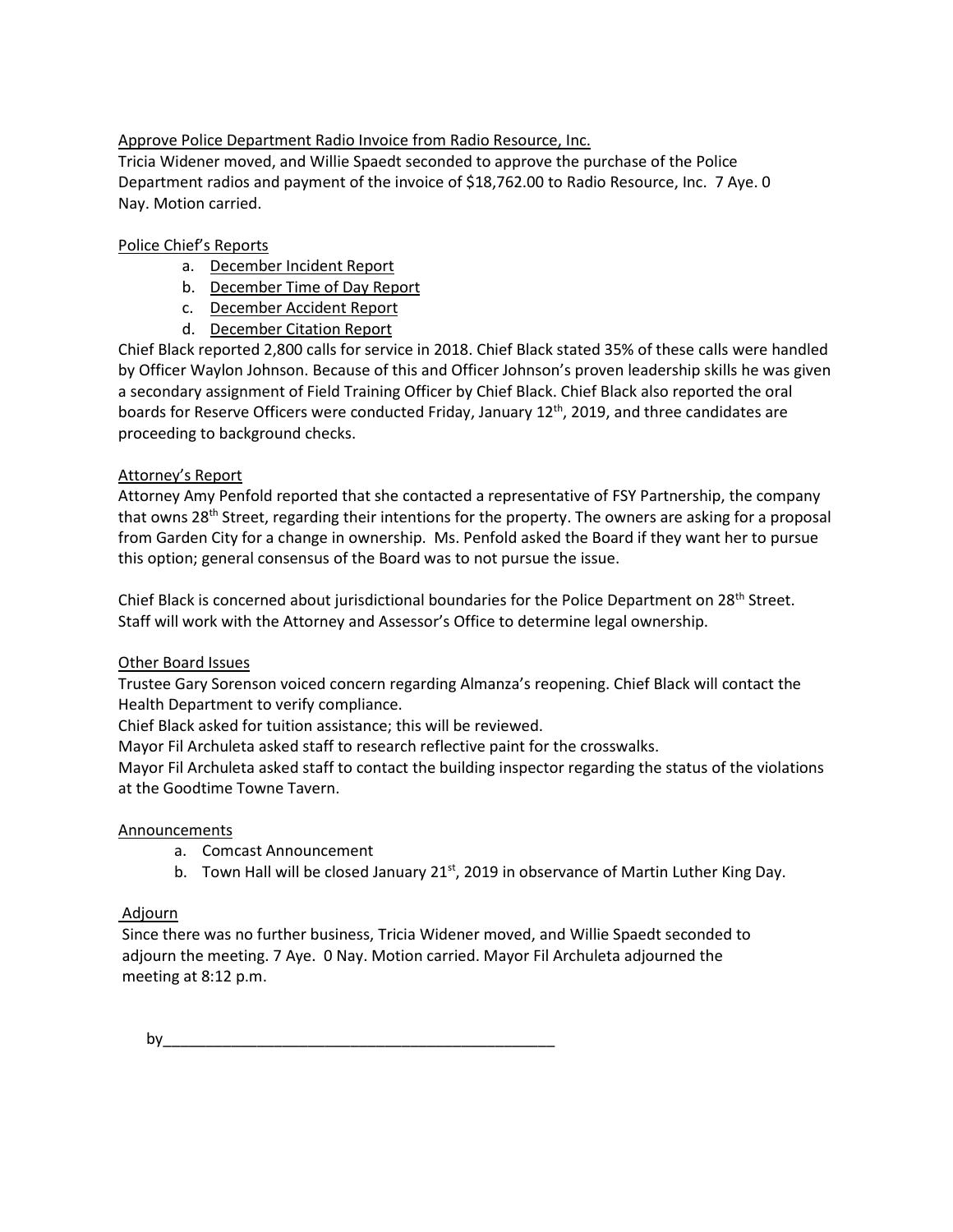Approve Police Department Radio Invoice from Radio Resource, Inc.

Tricia Widener moved, and Willie Spaedt seconded to approve the purchase of the Police Department radios and payment of the invoice of $18,762.00 to Radio Resource, Inc. 7 Aye. 0 Nay. Motion carried.

Police Chief's Reports

a. December Incident Report
b. December Time of Day Report
c. December Accident Report
d. December Citation Report

Chief Black reported 2,800 calls for service in 2018. Chief Black stated 35% of these calls were handled by Officer Waylon Johnson. Because of this and Officer Johnson's proven leadership skills he was given a secondary assignment of Field Training Officer by Chief Black. Chief Black also reported the oral boards for Reserve Officers were conducted Friday, January 12th, 2019, and three candidates are proceeding to background checks.

Attorney's Report

Attorney Amy Penfold reported that she contacted a representative of FSY Partnership, the company that owns 28th Street, regarding their intentions for the property. The owners are asking for a proposal from Garden City for a change in ownership. Ms. Penfold asked the Board if they want her to pursue this option; general consensus of the Board was to not pursue the issue.

Chief Black is concerned about jurisdictional boundaries for the Police Department on 28th Street. Staff will work with the Attorney and Assessor's Office to determine legal ownership.

Other Board Issues

Trustee Gary Sorenson voiced concern regarding Almanza's reopening. Chief Black will contact the Health Department to verify compliance.
Chief Black asked for tuition assistance; this will be reviewed.
Mayor Fil Archuleta asked staff to research reflective paint for the crosswalks.
Mayor Fil Archuleta asked staff to contact the building inspector regarding the status of the violations at the Goodtime Towne Tavern.

Announcements

a. Comcast Announcement
b. Town Hall will be closed January 21st, 2019 in observance of Martin Luther King Day.

Adjourn

Since there was no further business, Tricia Widener moved, and Willie Spaedt seconded to adjourn the meeting. 7 Aye. 0 Nay. Motion carried. Mayor Fil Archuleta adjourned the meeting at 8:12 p.m.

by_______________________________________________